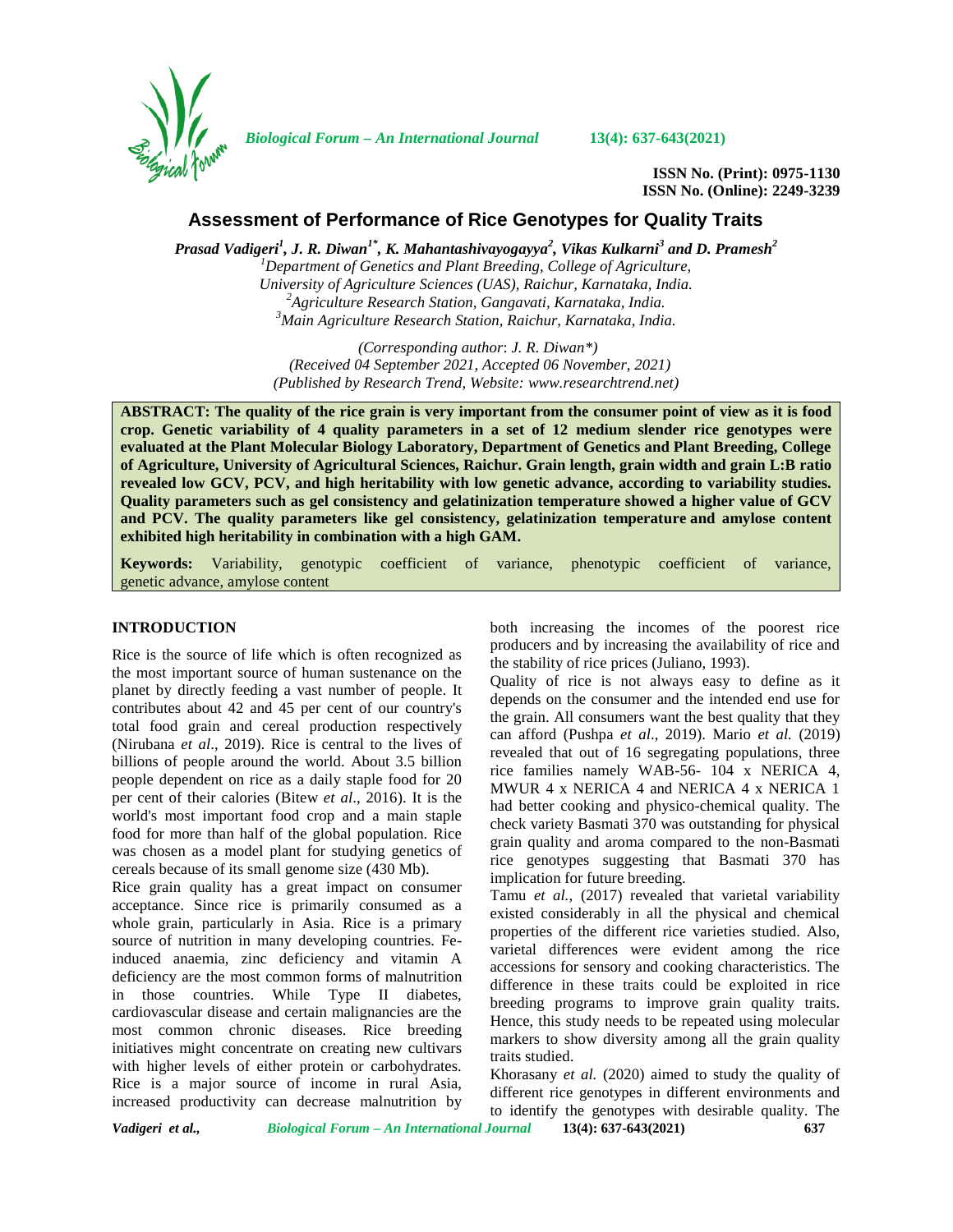**ISSN No. (Print): 0975-1130**
**ISSN No. (Online): 2249-3239**

# Assessment of Performance of Rice Genotypes for Quality Traits

***Prasad Vadigeri[1], J. R. Diwan[1*], K. Mahantashivayogayya[2], Vikas Kulkarni[3] and D. Pramesh[2]***

*[1]Department of Genetics and Plant Breeding, College of Agriculture, University of Agriculture Sciences (UAS), Raichur, Karnataka, India.*
*[2]Agriculture Research Station, Gangavati, Karnataka, India.*
*[3]Main Agriculture Research Station, Raichur, Karnataka, India.*

*(Corresponding author: J. R. Diwan\*)*
*(Received 04 September 2021, Accepted 06 November, 2021)*
*(Published by Research Trend, Website: www.researchtrend.net)*

**ABSTRACT: The quality of the rice grain is very important from the consumer point of view as it is food crop. Genetic variability of 4 quality parameters in a set of 12 medium slender rice genotypes were evaluated at the Plant Molecular Biology Laboratory, Department of Genetics and Plant Breeding, College of Agriculture, University of Agricultural Sciences, Raichur. Grain length, grain width and grain L:B ratio revealed low GCV, PCV, and high heritability with low genetic advance, according to variability studies. Quality parameters such as gel consistency and gelatinization temperature showed a higher value of GCV and PCV. The quality parameters like gel consistency, gelatinization temperature and amylose content exhibited high heritability in combination with a high GAM.**

**Keywords:** Variability, genotypic coefficient of variance, phenotypic coefficient of variance, genetic advance, amylose content

## INTRODUCTION

Rice is the source of life which is often recognized as the most important source of human sustenance on the planet by directly feeding a vast number of people. It contributes about 42 and 45 per cent of our country's total food grain and cereal production respectively (Nirubana *et al*., 2019). Rice is central to the lives of billions of people around the world. About 3.5 billion people dependent on rice as a daily staple food for 20 per cent of their calories (Bitew *et al*., 2016). It is the world's most important food crop and a main staple food for more than half of the global population. Rice was chosen as a model plant for studying genetics of cereals because of its small genome size (430 Mb).

Rice grain quality has a great impact on consumer acceptance. Since rice is primarily consumed as a whole grain, particularly in Asia. Rice is a primary source of nutrition in many developing countries. Fe-induced anaemia, zinc deficiency and vitamin A deficiency are the most common forms of malnutrition in those countries. While Type II diabetes, cardiovascular disease and certain malignancies are the most common chronic diseases. Rice breeding initiatives might concentrate on creating new cultivars with higher levels of either protein or carbohydrates. Rice is a major source of income in rural Asia, increased productivity can decrease malnutrition by both increasing the incomes of the poorest rice producers and by increasing the availability of rice and the stability of rice prices (Juliano, 1993).

Quality of rice is not always easy to define as it depends on the consumer and the intended end use for the grain. All consumers want the best quality that they can afford (Pushpa *et al*., 2019). Mario *et al.* (2019) revealed that out of 16 segregating populations, three rice families namely WAB-56- 104 x NERICA 4, MWUR 4 x NERICA 4 and NERICA 4 x NERICA 1 had better cooking and physico-chemical quality. The check variety Basmati 370 was outstanding for physical grain quality and aroma compared to the non-Basmati rice genotypes suggesting that Basmati 370 has implication for future breeding.

Tamu *et al.,* (2017) revealed that varietal variability existed considerably in all the physical and chemical properties of the different rice varieties studied. Also, varietal differences were evident among the rice accessions for sensory and cooking characteristics. The difference in these traits could be exploited in rice breeding programs to improve grain quality traits. Hence, this study needs to be repeated using molecular markers to show diversity among all the grain quality traits studied.

Khorasany *et al.* (2020) aimed to study the quality of different rice genotypes in different environments and to identify the genotypes with desirable quality. The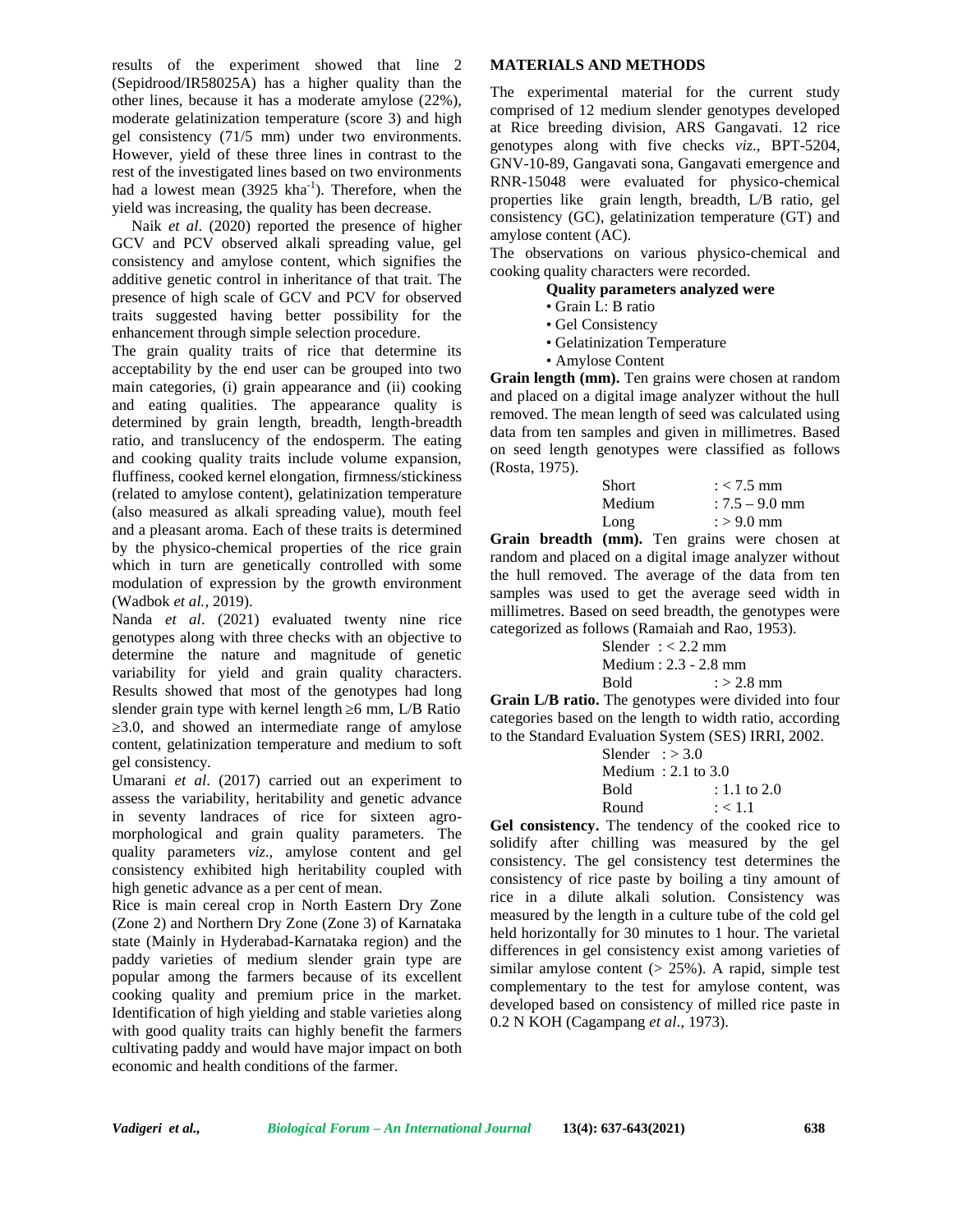results of the experiment showed that line 2 (Sepidrood/IR58025A) has a higher quality than the other lines, because it has a moderate amylose (22%), moderate gelatinization temperature (score 3) and high gel consistency (71/5 mm) under two environments. However, yield of these three lines in contrast to the rest of the investigated lines based on two environments had a lowest mean (3925 kha$^{-1}$). Therefore, when the yield was increasing, the quality has been decrease.

Naik *et al*. (2020) reported the presence of higher GCV and PCV observed alkali spreading value, gel consistency and amylose content, which signifies the additive genetic control in inheritance of that trait. The presence of high scale of GCV and PCV for observed traits suggested having better possibility for the enhancement through simple selection procedure.

The grain quality traits of rice that determine its acceptability by the end user can be grouped into two main categories, (i) grain appearance and (ii) cooking and eating qualities. The appearance quality is determined by grain length, breadth, length-breadth ratio, and translucency of the endosperm. The eating and cooking quality traits include volume expansion, fluffiness, cooked kernel elongation, firmness/stickiness (related to amylose content), gelatinization temperature (also measured as alkali spreading value), mouth feel and a pleasant aroma. Each of these traits is determined by the physico-chemical properties of the rice grain which in turn are genetically controlled with some modulation of expression by the growth environment (Wadbok *et al.,* 2019).

Nanda *et al*. (2021) evaluated twenty nine rice genotypes along with three checks with an objective to determine the nature and magnitude of genetic variability for yield and grain quality characters. Results showed that most of the genotypes had long slender grain type with kernel length $\geq$6 mm, L/B Ratio $\geq$3.0, and showed an intermediate range of amylose content, gelatinization temperature and medium to soft gel consistency.

Umarani *et al*. (2017) carried out an experiment to assess the variability, heritability and genetic advance in seventy landraces of rice for sixteen agro-morphological and grain quality parameters. The quality parameters *viz*., amylose content and gel consistency exhibited high heritability coupled with high genetic advance as a per cent of mean.

Rice is main cereal crop in North Eastern Dry Zone (Zone 2) and Northern Dry Zone (Zone 3) of Karnataka state (Mainly in Hyderabad-Karnataka region) and the paddy varieties of medium slender grain type are popular among the farmers because of its excellent cooking quality and premium price in the market. Identification of high yielding and stable varieties along with good quality traits can highly benefit the farmers cultivating paddy and would have major impact on both economic and health conditions of the farmer.

## MATERIALS AND METHODS

The experimental material for the current study comprised of 12 medium slender genotypes developed at Rice breeding division, ARS Gangavati. 12 rice genotypes along with five checks *viz*., BPT-5204, GNV-10-89, Gangavati sona, Gangavati emergence and RNR-15048 were evaluated for physico-chemical properties like grain length, breadth, L/B ratio, gel consistency (GC), gelatinization temperature (GT) and amylose content (AC).

The observations on various physico-chemical and cooking quality characters were recorded.

**Quality parameters analyzed were**

- Grain L: B ratio
- Gel Consistency
- Gelatinization Temperature
- Amylose Content

**Grain length (mm).** Ten grains were chosen at random and placed on a digital image analyzer without the hull removed. The mean length of seed was calculated using data from ten samples and given in millimetres. Based on seed length genotypes were classified as follows (Rosta, 1975).

| | |
|---|---|
| Short | : < 7.5 mm |
| Medium | : 7.5 – 9.0 mm |
| Long | : > 9.0 mm |

**Grain breadth (mm).** Ten grains were chosen at random and placed on a digital image analyzer without the hull removed. The average of the data from ten samples was used to get the average seed width in millimetres. Based on seed breadth, the genotypes were categorized as follows (Ramaiah and Rao, 1953).

| | |
|---|---|
| Slender | : < 2.2 mm |
| Medium | : 2.3 - 2.8 mm |
| Bold | : > 2.8 mm |

**Grain L/B ratio.** The genotypes were divided into four categories based on the length to width ratio, according to the Standard Evaluation System (SES) IRRI, 2002.

| | |
|---|---|
| Slender | : > 3.0 |
| Medium | : 2.1 to 3.0 |
| Bold | : 1.1 to 2.0 |
| Round | : < 1.1 |

**Gel consistency.** The tendency of the cooked rice to solidify after chilling was measured by the gel consistency. The gel consistency test determines the consistency of rice paste by boiling a tiny amount of rice in a dilute alkali solution. Consistency was measured by the length in a culture tube of the cold gel held horizontally for 30 minutes to 1 hour. The varietal differences in gel consistency exist among varieties of similar amylose content (> 25%). A rapid, simple test complementary to the test for amylose content, was developed based on consistency of milled rice paste in 0.2 N KOH (Cagampang *et al*., 1973).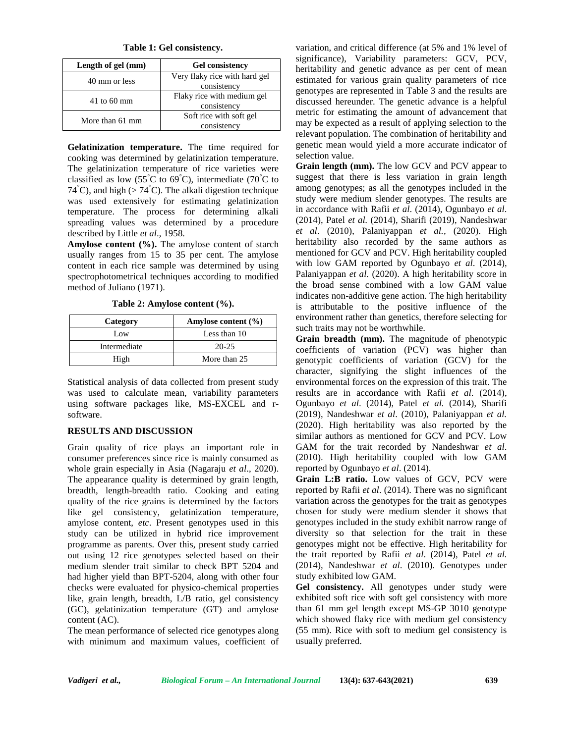**Table 1: Gel consistency.**

| Length of gel (mm) | Gel consistency |
|---|---|
| 40 mm or less | Very flaky rice with hard gel consistency |
| 41 to 60 mm | Flaky rice with medium gel consistency |
| More than 61 mm | Soft rice with soft gel consistency |

**Gelatinization temperature.** The time required for cooking was determined by gelatinization temperature. The gelatinization temperature of rice varieties were classified as low (55°C to 69°C), intermediate (70°C to 74°C), and high (> 74°C). The alkali digestion technique was used extensively for estimating gelatinization temperature. The process for determining alkali spreading values was determined by a procedure described by Little *et al*., 1958.

**Amylose content (%).** The amylose content of starch usually ranges from 15 to 35 per cent. The amylose content in each rice sample was determined by using spectrophotometrical techniques according to modified method of Juliano (1971).

**Table 2: Amylose content (%).**

| Category | Amylose content (%) |
|---|---|
| Low | Less than 10 |
| Intermediate | 20-25 |
| High | More than 25 |

Statistical analysis of data collected from present study was used to calculate mean, variability parameters using software packages like, MS-EXCEL and r-software.

## RESULTS AND DISCUSSION

Grain quality of rice plays an important role in consumer preferences since rice is mainly consumed as whole grain especially in Asia (Nagaraju *et al*., 2020). The appearance quality is determined by grain length, breadth, length-breadth ratio. Cooking and eating quality of the rice grains is determined by the factors like gel consistency, gelatinization temperature, amylose content, *etc*. Present genotypes used in this study can be utilized in hybrid rice improvement programme as parents. Over this, present study carried out using 12 rice genotypes selected based on their medium slender trait similar to check BPT 5204 and had higher yield than BPT-5204, along with other four checks were evaluated for physico-chemical properties like, grain length, breadth, L/B ratio, gel consistency (GC), gelatinization temperature (GT) and amylose content (AC).

The mean performance of selected rice genotypes along with minimum and maximum values, coefficient of variation, and critical difference (at 5% and 1% level of significance), Variability parameters: GCV, PCV, heritability and genetic advance as per cent of mean estimated for various grain quality parameters of rice genotypes are represented in Table 3 and the results are discussed hereunder. The genetic advance is a helpful metric for estimating the amount of advancement that may be expected as a result of applying selection to the relevant population. The combination of heritability and genetic mean would yield a more accurate indicator of selection value.

**Grain length (mm).** The low GCV and PCV appear to suggest that there is less variation in grain length among genotypes; as all the genotypes included in the study were medium slender genotypes. The results are in accordance with Rafii *et al*. (2014), Ogunbayo *et al*. (2014), Patel *et al.* (2014), Sharifi (2019), Nandeshwar *et al*. (2010), Palaniyappan *et al.*, (2020). High heritability also recorded by the same authors as mentioned for GCV and PCV. High heritability coupled with low GAM reported by Ogunbayo *et al*. (2014), Palaniyappan *et al.* (2020). A high heritability score in the broad sense combined with a low GAM value indicates non-additive gene action. The high heritability is attributable to the positive influence of the environment rather than genetics, therefore selecting for such traits may not be worthwhile.

**Grain breadth (mm).** The magnitude of phenotypic coefficients of variation (PCV) was higher than genotypic coefficients of variation (GCV) for the character, signifying the slight influences of the environmental forces on the expression of this trait. The results are in accordance with Rafii *et al*. (2014), Ogunbayo *et al*. (2014), Patel *et al.* (2014), Sharifi (2019), Nandeshwar *et al*. (2010), Palaniyappan *et al.* (2020). High heritability was also reported by the similar authors as mentioned for GCV and PCV. Low GAM for the trait recorded by Nandeshwar *et al*. (2010). High heritability coupled with low GAM reported by Ogunbayo *et al*. (2014).

**Grain L:B ratio.** Low values of GCV, PCV were reported by Rafii *et al*. (2014). There was no significant variation across the genotypes for the trait as genotypes chosen for study were medium slender it shows that genotypes included in the study exhibit narrow range of diversity so that selection for the trait in these genotypes might not be effective. High heritability for the trait reported by Rafii *et al*. (2014), Patel *et al.* (2014), Nandeshwar *et al*. (2010). Genotypes under study exhibited low GAM.

**Gel consistency.** All genotypes under study were exhibited soft rice with soft gel consistency with more than 61 mm gel length except MS-GP 3010 genotype which showed flaky rice with medium gel consistency (55 mm). Rice with soft to medium gel consistency is usually preferred.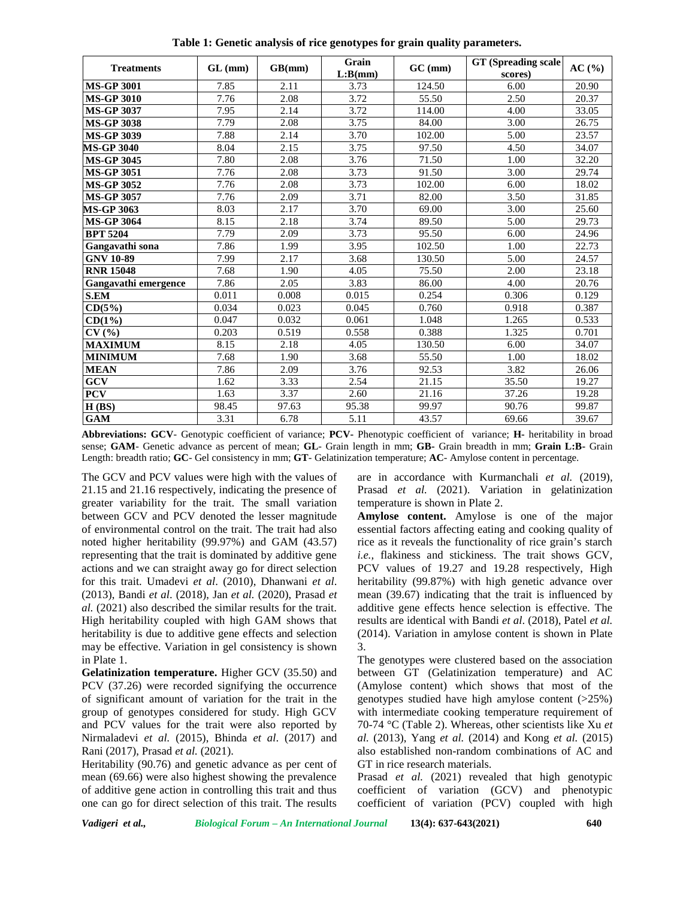**Table 1: Genetic analysis of rice genotypes for grain quality parameters.**

| Treatments | GL (mm) | GB(mm) | Grain L:B(mm) | GC (mm) | GT (Spreading scale scores) | AC (%) |
|---|---|---|---|---|---|---|
| **MS-GP 3001** | 7.85 | 2.11 | 3.73 | 124.50 | 6.00 | 20.90 |
| **MS-GP 3010** | 7.76 | 2.08 | 3.72 | 55.50 | 2.50 | 20.37 |
| **MS-GP 3037** | 7.95 | 2.14 | 3.72 | 114.00 | 4.00 | 33.05 |
| **MS-GP 3038** | 7.79 | 2.08 | 3.75 | 84.00 | 3.00 | 26.75 |
| **MS-GP 3039** | 7.88 | 2.14 | 3.70 | 102.00 | 5.00 | 23.57 |
| **MS-GP 3040** | 8.04 | 2.15 | 3.75 | 97.50 | 4.50 | 34.07 |
| **MS-GP 3045** | 7.80 | 2.08 | 3.76 | 71.50 | 1.00 | 32.20 |
| **MS-GP 3051** | 7.76 | 2.08 | 3.73 | 91.50 | 3.00 | 29.74 |
| **MS-GP 3052** | 7.76 | 2.08 | 3.73 | 102.00 | 6.00 | 18.02 |
| **MS-GP 3057** | 7.76 | 2.09 | 3.71 | 82.00 | 3.50 | 31.85 |
| **MS-GP 3063** | 8.03 | 2.17 | 3.70 | 69.00 | 3.00 | 25.60 |
| **MS-GP 3064** | 8.15 | 2.18 | 3.74 | 89.50 | 5.00 | 29.73 |
| **BPT 5204** | 7.79 | 2.09 | 3.73 | 95.50 | 6.00 | 24.96 |
| **Gangavathi sona** | 7.86 | 1.99 | 3.95 | 102.50 | 1.00 | 22.73 |
| **GNV 10-89** | 7.99 | 2.17 | 3.68 | 130.50 | 5.00 | 24.57 |
| **RNR 15048** | 7.68 | 1.90 | 4.05 | 75.50 | 2.00 | 23.18 |
| **Gangavathi emergence** | 7.86 | 2.05 | 3.83 | 86.00 | 4.00 | 20.76 |
| **S.EM** | 0.011 | 0.008 | 0.015 | 0.254 | 0.306 | 0.129 |
| **CD(5%)** | 0.034 | 0.023 | 0.045 | 0.760 | 0.918 | 0.387 |
| **CD(1%)** | 0.047 | 0.032 | 0.061 | 1.048 | 1.265 | 0.533 |
| **CV (%)** | 0.203 | 0.519 | 0.558 | 0.388 | 1.325 | 0.701 |
| **MAXIMUM** | 8.15 | 2.18 | 4.05 | 130.50 | 6.00 | 34.07 |
| **MINIMUM** | 7.68 | 1.90 | 3.68 | 55.50 | 1.00 | 18.02 |
| **MEAN** | 7.86 | 2.09 | 3.76 | 92.53 | 3.82 | 26.06 |
| **GCV** | 1.62 | 3.33 | 2.54 | 21.15 | 35.50 | 19.27 |
| **PCV** | 1.63 | 3.37 | 2.60 | 21.16 | 37.26 | 19.28 |
| **H (BS)** | 98.45 | 97.63 | 95.38 | 99.97 | 90.76 | 99.87 |
| **GAM** | 3.31 | 6.78 | 5.11 | 43.57 | 69.66 | 39.67 |

**Abbreviations: GCV**- Genotypic coefficient of variance; **PCV**- Phenotypic coefficient of variance; **H-** heritability in broad sense; **GAM**- Genetic advance as percent of mean; **GL**- Grain length in mm; **GB**- Grain breadth in mm; **Grain L:B**- Grain Length: breadth ratio; **GC**- Gel consistency in mm; **GT**- Gelatinization temperature; **AC**- Amylose content in percentage.

The GCV and PCV values were high with the values of 21.15 and 21.16 respectively, indicating the presence of greater variability for the trait. The small variation between GCV and PCV denoted the lesser magnitude of environmental control on the trait. The trait had also noted higher heritability (99.97%) and GAM (43.57) representing that the trait is dominated by additive gene actions and we can straight away go for direct selection for this trait. Umadevi *et al*. (2010), Dhanwani *et al*. (2013), Bandi *et al*. (2018), Jan *et al.* (2020), Prasad *et al.* (2021) also described the similar results for the trait. High heritability coupled with high GAM shows that heritability is due to additive gene effects and selection may be effective. Variation in gel consistency is shown in Plate 1.

**Gelatinization temperature.** Higher GCV (35.50) and PCV (37.26) were recorded signifying the occurrence of significant amount of variation for the trait in the group of genotypes considered for study. High GCV and PCV values for the trait were also reported by Nirmaladevi *et al.* (2015), Bhinda *et al*. (2017) and Rani (2017), Prasad *et al.* (2021).

Heritability (90.76) and genetic advance as per cent of mean (69.66) were also highest showing the prevalence of additive gene action in controlling this trait and thus one can go for direct selection of this trait. The results are in accordance with Kurmanchali *et al.* (2019), Prasad *et al.* (2021). Variation in gelatinization temperature is shown in Plate 2.

**Amylose content.** Amylose is one of the major essential factors affecting eating and cooking quality of rice as it reveals the functionality of rice grain's starch *i.e.*, flakiness and stickiness. The trait shows GCV, PCV values of 19.27 and 19.28 respectively, High heritability (99.87%) with high genetic advance over mean (39.67) indicating that the trait is influenced by additive gene effects hence selection is effective. The results are identical with Bandi *et al*. (2018), Patel *et al.* (2014). Variation in amylose content is shown in Plate 3.

The genotypes were clustered based on the association between GT (Gelatinization temperature) and AC (Amylose content) which shows that most of the genotypes studied have high amylose content (>25%) with intermediate cooking temperature requirement of 70-74 °C (Table 2). Whereas, other scientists like Xu *et al.* (2013), Yang *et al.* (2014) and Kong *et al.* (2015) also established non-random combinations of AC and GT in rice research materials.

Prasad *et al.* (2021) revealed that high genotypic coefficient of variation (GCV) and phenotypic coefficient of variation (PCV) coupled with high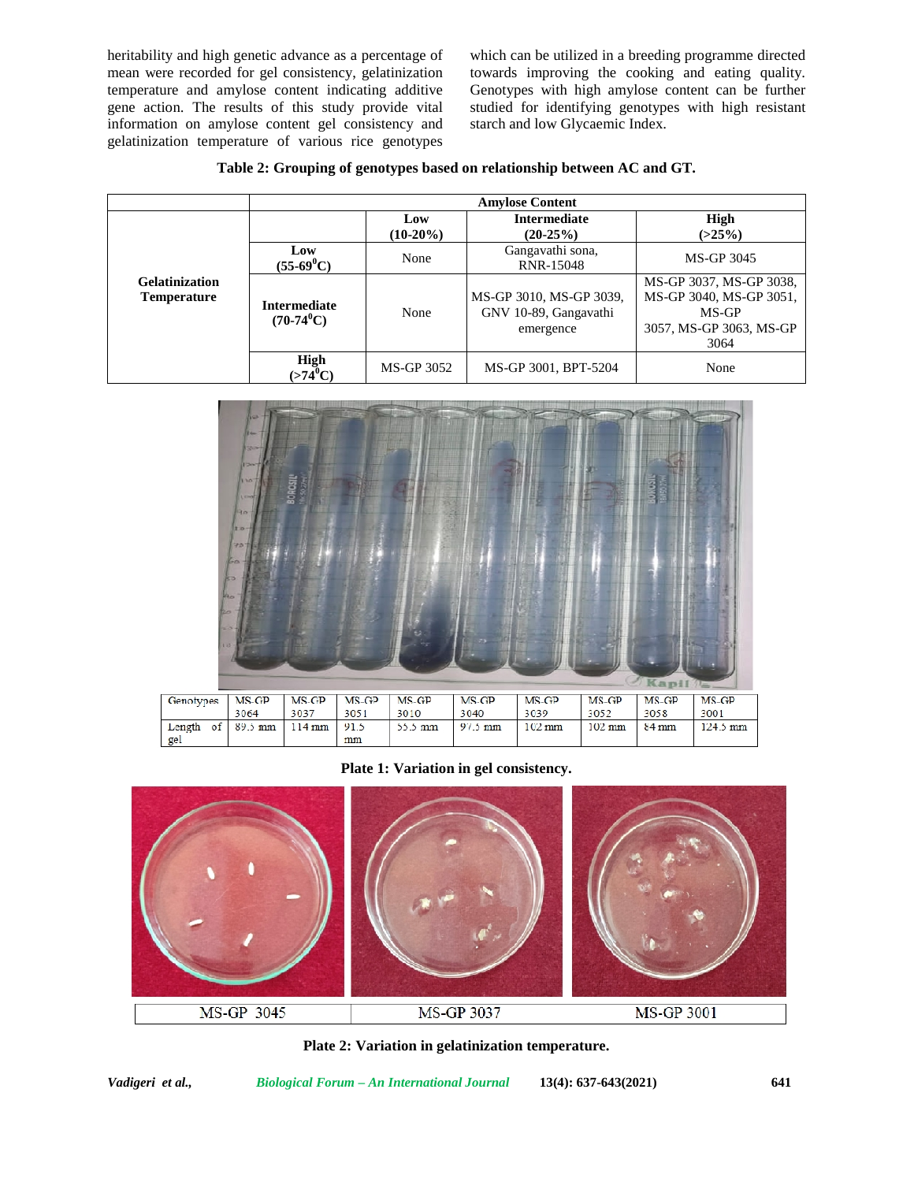heritability and high genetic advance as a percentage of mean were recorded for gel consistency, gelatinization temperature and amylose content indicating additive gene action. The results of this study provide vital information on amylose content gel consistency and gelatinization temperature of various rice genotypes which can be utilized in a breeding programme directed towards improving the cooking and eating quality. Genotypes with high amylose content can be further studied for identifying genotypes with high resistant starch and low Glycaemic Index.

**Table 2: Grouping of genotypes based on relationship between AC and GT.**

| | | Amylose Content | | |
|---|---|---|---|---|
| | | **Low (10-20%)** | **Intermediate (20-25%)** | **High (>25%)** |
| **Gelatinization Temperature** | **Low (55-69$^0$C)** | None | Gangavathi sona, RNR-15048 | MS-GP 3045 |
| | **Intermediate (70-74$^0$C)** | None | MS-GP 3010, MS-GP 3039, GNV 10-89, Gangavathi emergence | MS-GP 3037, MS-GP 3038, MS-GP 3040, MS-GP 3051, MS-GP 3057, MS-GP 3063, MS-GP 3064 |
| | **High (>74$^0$C)** | MS-GP 3052 | MS-GP 3001, BPT-5204 | None |

| Genotypes | MS-GP 3064 | MS-GP 3037 | MS-GP 3051 | MS-GP 3010 | MS-GP 3040 | MS-GP 3039 | MS-GP 3052 | MS-GP 3058 | MS-GP 3001 |
|---|---|---|---|---|---|---|---|---|---|
| Length of gel | 89.5 mm | 114 mm | 91.5 mm | 55.5 mm | 97.5 mm | 102 mm | 102 mm | 84 mm | 124.5 mm |

**Plate 1: Variation in gel consistency.**

| MS-GP 3045 | MS-GP 3037 | MS-GP 3001 |
|---|---|---|

**Plate 2: Variation in gelatinization temperature.**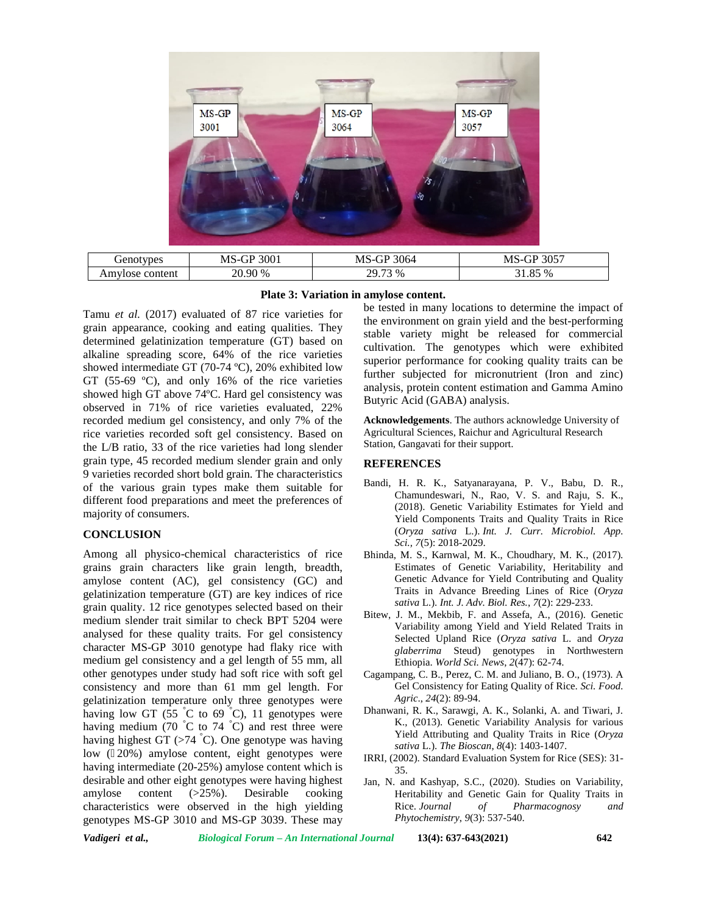| Genotypes | MS-GP 3001 | MS-GP 3064 | MS-GP 3057 |
| --- | --- | --- | --- |
| Amylose content | 20.90 % | 29.73 % | 31.85 % |

**Plate 3: Variation in amylose content.**

Tamu *et al.* (2017) evaluated of 87 rice varieties for grain appearance, cooking and eating qualities. They determined gelatinization temperature (GT) based on alkaline spreading score, 64% of the rice varieties showed intermediate GT (70-74 ºC), 20% exhibited low GT (55-69 ºC), and only 16% of the rice varieties showed high GT above 74ºC. Hard gel consistency was observed in 71% of rice varieties evaluated, 22% recorded medium gel consistency, and only 7% of the rice varieties recorded soft gel consistency. Based on the L/B ratio, 33 of the rice varieties had long slender grain type, 45 recorded medium slender grain and only 9 varieties recorded short bold grain. The characteristics of the various grain types make them suitable for different food preparations and meet the preferences of majority of consumers.

## CONCLUSION

Among all physico-chemical characteristics of rice grains grain characters like grain length, breadth, amylose content (AC), gel consistency (GC) and gelatinization temperature (GT) are key indices of rice grain quality. 12 rice genotypes selected based on their medium slender trait similar to check BPT 5204 were analysed for these quality traits. For gel consistency character MS-GP 3010 genotype had flaky rice with medium gel consistency and a gel length of 55 mm, all other genotypes under study had soft rice with soft gel consistency and more than 61 mm gel length. For gelatinization temperature only three genotypes were having low GT (55 °C to 69 °C), 11 genotypes were having medium (70 °C to 74 °C) and rest three were having highest GT (>74 °C). One genotype was having low (< 20%) amylose content, eight genotypes were having intermediate (20-25%) amylose content which is desirable and other eight genotypes were having highest amylose content (>25%). Desirable cooking characteristics were observed in the high yielding genotypes MS-GP 3010 and MS-GP 3039. These may be tested in many locations to determine the impact of the environment on grain yield and the best-performing stable variety might be released for commercial cultivation. The genotypes which were exhibited superior performance for cooking quality traits can be further subjected for micronutrient (Iron and zinc) analysis, protein content estimation and Gamma Amino Butyric Acid (GABA) analysis.

**Acknowledgements**. The authors acknowledge University of Agricultural Sciences, Raichur and Agricultural Research Station, Gangavati for their support.

## REFERENCES

Bandi, H. R. K., Satyanarayana, P. V., Babu, D. R., Chamundeswari, N., Rao, V. S. and Raju, S. K., (2018). Genetic Variability Estimates for Yield and Yield Components Traits and Quality Traits in Rice (*Oryza sativa* L.). *Int. J. Curr. Microbiol. App. Sci.*, *7*(5): 2018-2029.

Bhinda, M. S., Karnwal, M. K., Choudhary, M. K., (2017). Estimates of Genetic Variability, Heritability and Genetic Advance for Yield Contributing and Quality Traits in Advance Breeding Lines of Rice (*Oryza sativa* L.). *Int. J. Adv. Biol. Res.*, *7*(2): 229-233.

Bitew, J. M., Mekbib, F. and Assefa, A., (2016). Genetic Variability among Yield and Yield Related Traits in Selected Upland Rice (*Oryza sativa* L. and *Oryza glaberrima* Steud) genotypes in Northwestern Ethiopia. *World Sci. News*, *2*(47): 62-74.

Cagampang, C. B., Perez, C. M. and Juliano, B. O., (1973). A Gel Consistency for Eating Quality of Rice. *Sci. Food. Agric*., *24*(2): 89-94.

Dhanwani, R. K., Sarawgi, A. K., Solanki, A. and Tiwari, J. K., (2013). Genetic Variability Analysis for various Yield Attributing and Quality Traits in Rice (*Oryza sativa* L.). *The Bioscan*, *8*(4): 1403-1407.

IRRI, (2002). Standard Evaluation System for Rice (SES): 31-35.

Jan, N. and Kashyap, S.C., (2020). Studies on Variability, Heritability and Genetic Gain for Quality Traits in Rice. *Journal of Pharmacognosy and Phytochemistry*, *9*(3): 537-540.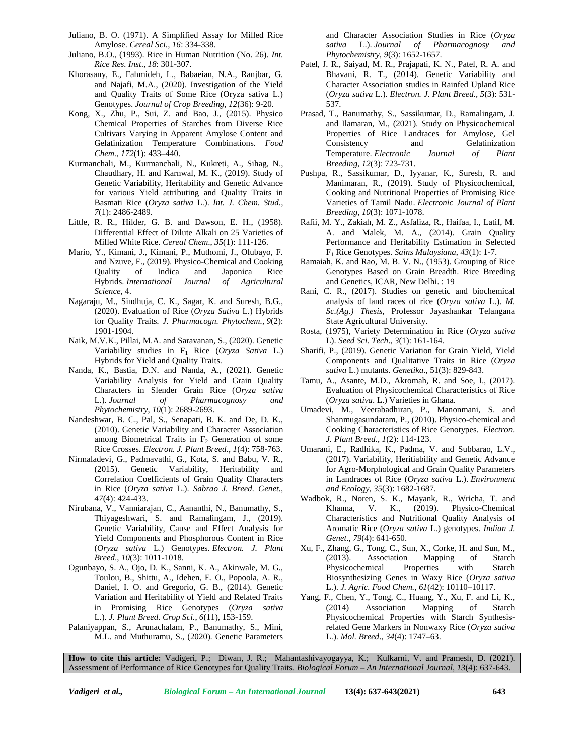Juliano, B. O. (1971). A Simplified Assay for Milled Rice Amylose. *Cereal Sci., 16*: 334-338.

Juliano, B.O., (1993). Rice in Human Nutrition (No. 26). *Int. Rice Res. Inst*., *18*: 301-307.

Khorasany, E., Fahmideh, L., Babaeian, N.A., Ranjbar, G. and Najafi, M.A., (2020). Investigation of the Yield and Quality Traits of Some Rice (Oryza sativa L.) Genotypes. *Journal of Crop Breeding*, *12*(36): 9-20.

Kong, X., Zhu, P., Sui, Z. and Bao, J., (2015). Physico Chemical Properties of Starches from Diverse Rice Cultivars Varying in Apparent Amylose Content and Gelatinization Temperature Combinations. *Food Chem., 172*(1): 433–440.

Kurmanchali, M., Kurmanchali, N., Kukreti, A., Sihag, N., Chaudhary, H. and Karnwal, M. K., (2019). Study of Genetic Variability, Heritability and Genetic Advance for various Yield attributing and Quality Traits in Basmati Rice (*Oryza sativa* L.). *Int. J. Chem. Stud., 7*(1): 2486-2489.

Little, R. R., Hilder, G. B. and Dawson, E. H., (1958). Differential Effect of Dilute Alkali on 25 Varieties of Milled White Rice. *Cereal Chem*., *35*(1): 111-126.

Mario, Y., Kimani, J., Kimani, P., Muthomi, J., Olubayo, F. and Nzuve, F., (2019). Physico-Chemical and Cooking Quality of Indica and Japonica Rice Hybrids. *International Journal of Agricultural Science*, 4.

Nagaraju, M., Sindhuja, C. K., Sagar, K. and Suresh, B.G., (2020). Evaluation of Rice (*Oryza Sativa* L.) Hybrids for Quality Traits*. J. Pharmacogn. Phytochem., 9*(2): 1901-1904.

Naik, M.V.K., Pillai, M.A. and Saravanan, S., (2020). Genetic Variability studies in $F_1$ Rice (*Oryza Sativa* L.) Hybrids for Yield and Quality Traits.

Nanda, K., Bastia, D.N. and Nanda, A., (2021). Genetic Variability Analysis for Yield and Grain Quality Characters in Slender Grain Rice (*Oryza sativa* L.). *Journal of Pharmacognosy and Phytochemistry*, *10*(1): 2689-2693.

Nandeshwar, B. C., Pal, S., Senapati, B. K. and De, D. K., (2010). Genetic Variability and Character Association among Biometrical Traits in $F_2$ Generation of some Rice Crosses. *Electron. J. Plant Breed., 1*(4): 758-763.

Nirmaladevi, G., Padmavathi, G., Kota, S. and Babu, V. R., (2015). Genetic Variability, Heritability and Correlation Coefficients of Grain Quality Characters in Rice (*Oryza sativa* L.). *Sabrao J. Breed. Genet.*, *47*(4): 424-433.

Nirubana, V., Vanniarajan, C., Aananthi, N., Banumathy, S., Thiyageshwari, S. and Ramalingam, J., (2019). Genetic Variability, Cause and Effect Analysis for Yield Components and Phosphorous Content in Rice (*Oryza sativa* L.) Genotypes. *Electron. J. Plant Breed*., *10*(3): 1011-1018.

Ogunbayo, S. A., Ojo, D. K., Sanni, K. A., Akinwale, M. G., Toulou, B., Shittu, A., Idehen, E. O., Popoola, A. R., Daniel, I. O. and Gregorio, G. B., (2014). Genetic Variation and Heritability of Yield and Related Traits in Promising Rice Genotypes (*Oryza sativa* L.). *J. Plant Breed. Crop Sci., 6*(11), 153-159.

Palaniyappan, S., Arunachalam, P., Banumathy, S., Mini, M.L. and Muthuramu, S., (2020). Genetic Parameters and Character Association Studies in Rice (*Oryza sativa* L.). *Journal of Pharmacognosy and Phytochemistry*, *9*(3): 1652-1657.

Patel, J. R., Saiyad, M. R., Prajapati, K. N., Patel, R. A. and Bhavani, R. T., (2014). Genetic Variability and Character Association studies in Rainfed Upland Rice (*Oryza sativa* L.). *Electron. J. Plant Breed., 5*(3): 531-537.

Prasad, T., Banumathy, S., Sassikumar, D., Ramalingam, J. and Ilamaran, M., (2021). Study on Physicochemical Properties of Rice Landraces for Amylose, Gel Consistency and Gelatinization Temperature. *Electronic Journal of Plant Breeding*, *12*(3): 723-731.

Pushpa, R., Sassikumar, D., Iyyanar, K., Suresh, R. and Manimaran, R., (2019). Study of Physicochemical, Cooking and Nutritional Properties of Promising Rice Varieties of Tamil Nadu. *Electronic Journal of Plant Breeding*, *10*(3): 1071-1078.

Rafii, M. Y., Zakiah, M. Z., Asfaliza, R., Haifaa, I., Latif, M. A. and Malek, M. A., (2014). Grain Quality Performance and Heritability Estimation in Selected $F_1$ Rice Genotypes. *Sains Malaysiana, 43*(1): 1-7.

Ramaiah, K. and Rao, M. B. V. N., (1953). Grouping of Rice Genotypes Based on Grain Breadth. Rice Breeding and Genetics, ICAR, New Delhi. : 19

Rani, C. R., (2017). Studies on genetic and biochemical analysis of land races of rice (*Oryza sativa* L.). *M. Sc.(Ag.) Thesis,* Professor Jayashankar Telangana State Agricultural University.

Rosta, (1975), Variety Determination in Rice (*Oryza sativa* L). *Seed Sci. Tech*., *3*(1): 161-164.

Sharifi, P., (2019). Genetic Variation for Grain Yield, Yield Components and Qualitative Traits in Rice (*Oryza sativa* L.) mutants. *Genetika.,* 51(3): 829-843.

Tamu, A., Asante, M.D., Akromah, R. and Soe, I., (2017). Evaluation of Physicochemical Characteristics of Rice (*Oryza sativa*. L.) Varieties in Ghana.

Umadevi, M., Veerabadhiran, P., Manonmani, S. and Shanmugasundaram, P., (2010). Physico-chemical and Cooking Characteristics of Rice Genotypes. *Electron. J. Plant Breed., 1*(2): 114-123.

Umarani, E., Radhika, K., Padma, V. and Subbarao, L.V., (2017). Variability, Heritability and Genetic Advance for Agro-Morphological and Grain Quality Parameters in Landraces of Rice (*Oryza sativa* L.). *Environment and Ecology, 35*(3): 1682-1687.

Wadbok, R., Noren, S. K., Mayank, R., Wricha, T. and Khanna, V. K., (2019). Physico-Chemical Characteristics and Nutritional Quality Analysis of Aromatic Rice (*Oryza sativa* L.) genotypes. *Indian J. Genet*., *79*(4): 641-650.

Xu, F., Zhang, G., Tong, C., Sun, X., Corke, H. and Sun, M., (2013). Association Mapping of Starch Physicochemical Properties with Starch Biosynthesizing Genes in Waxy Rice (*Oryza sativa* L.). *J. Agric. Food Chem., 61*(42): 10110–10117.

Yang, F., Chen, Y., Tong, C., Huang, Y., Xu, F. and Li, K., (2014) Association Mapping of Starch Physicochemical Properties with Starch Synthesis-related Gene Markers in Nonwaxy Rice (*Oryza sativa* L.). *Mol. Breed*., *34*(4): 1747–63.

**How to cite this article:** Vadigeri, P.; Diwan, J. R.; Mahantashivayogayya, K.; Kulkarni, V. and Pramesh, D. (2021). Assessment of Performance of Rice Genotypes for Quality Traits. *Biological Forum – An International Journal*, *13*(4): 637-643.